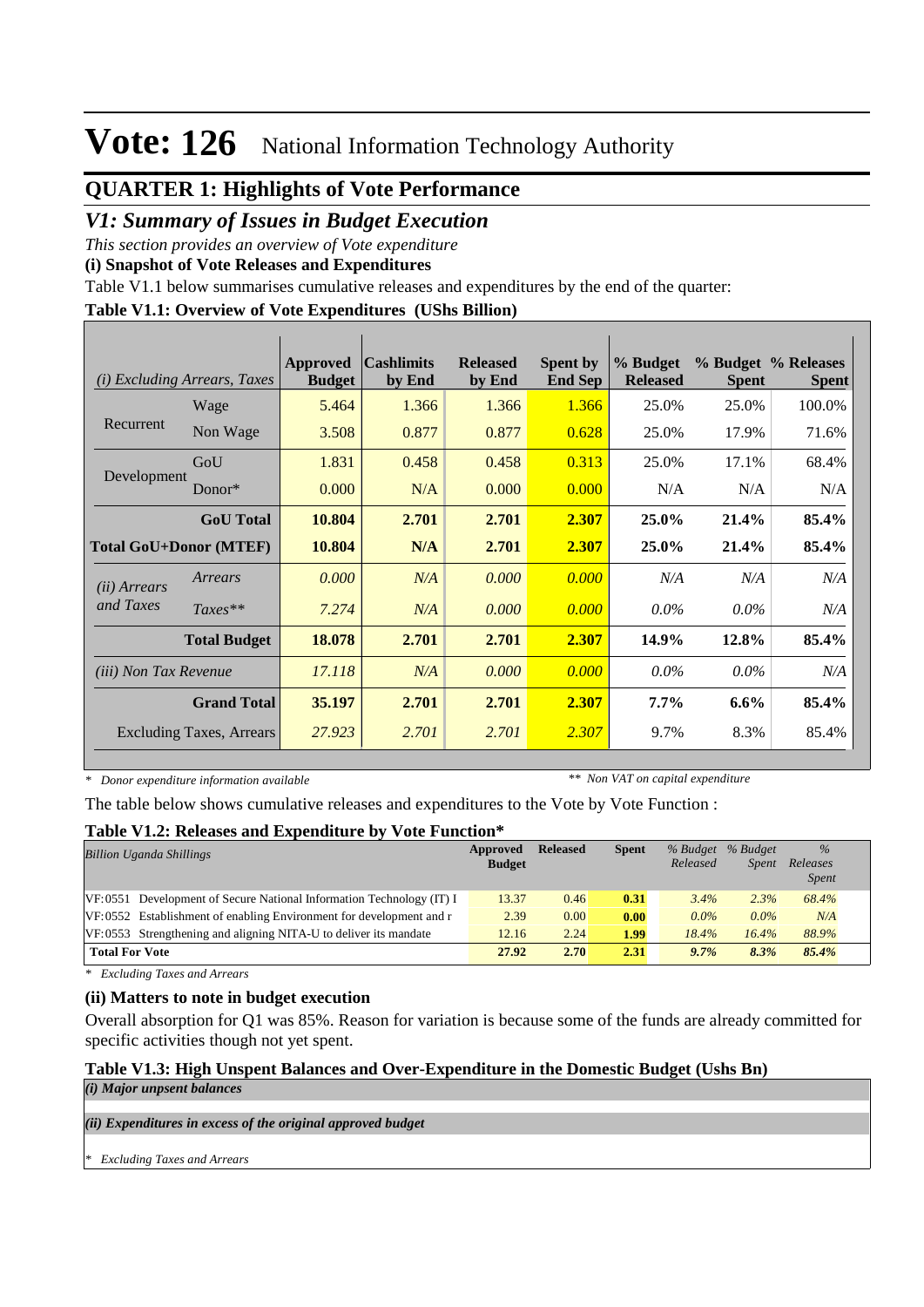# Vote: 126 National Information Technology Authority

## QUARTER 1: Highlights of Vote Performance

### *V1: Summary of Issues in Budget Execution*

*This section provides an overview of Vote expenditure*

**(i) Snapshot of Vote Releases and Expenditures**

Table V1.1 below summarises cumulative releases and expenditures by the end of the quarter:

**Table V1.1: Overview of Vote Expenditures (UShs Billion)**

| *(i) Excluding Arrears, Taxes* | | Approved Budget | Cashlimits by End | Released by End | Spent by End Sep | % Budget Released | % Budget Spent | % Releases Spent |
|---|---|---|---|---|---|---|---|---|
| Recurrent | Wage | 5.464 | 1.366 | 1.366 | 1.366 | 25.0% | 25.0% | 100.0% |
| | Non Wage | 3.508 | 0.877 | 0.877 | 0.628 | 25.0% | 17.9% | 71.6% |
| Development | GoU | 1.831 | 0.458 | 0.458 | 0.313 | 25.0% | 17.1% | 68.4% |
| | Donor* | 0.000 | N/A | 0.000 | 0.000 | N/A | N/A | N/A |
| | **GoU Total** | **10.804** | **2.701** | **2.701** | **2.307** | **25.0%** | **21.4%** | **85.4%** |
| **Total GoU+Donor (MTEF)** | | **10.804** | **N/A** | **2.701** | **2.307** | **25.0%** | **21.4%** | **85.4%** |
| *(ii) Arrears and Taxes* | *Arrears* | *0.000* | *N/A* | *0.000* | *0.000* | *N/A* | *N/A* | *N/A* |
| | *Taxes*** | *7.274* | *N/A* | *0.000* | *0.000* | *0.0%* | *0.0%* | *N/A* |
| | **Total Budget** | **18.078** | **2.701** | **2.701** | **2.307** | **14.9%** | **12.8%** | **85.4%** |
| *(iii) Non Tax Revenue* | | *17.118* | *N/A* | *0.000* | *0.000* | *0.0%* | *0.0%* | *N/A* |
| | **Grand Total** | **35.197** | **2.701** | **2.701** | **2.307** | **7.7%** | **6.6%** | **85.4%** |
| | Excluding Taxes, Arrears | *27.923* | *2.701* | *2.701* | *2.307* | 9.7% | 8.3% | 85.4% |

\* *Donor expenditure information available* &nbsp;&nbsp;&nbsp;&nbsp; ** *Non VAT on capital expenditure*

The table below shows cumulative releases and expenditures to the Vote by Vote Function :

**Table V1.2: Releases and Expenditure by Vote Function***

| *Billion Uganda Shillings* | Approved Budget | Released | Spent | *% Budget Released* | *% Budget Spent* | *% Releases Spent* |
|---|---|---|---|---|---|---|
| VF:0551 Development of Secure National Information Technology (IT) I | 13.37 | 0.46 | **0.31** | *3.4%* | *2.3%* | *68.4%* |
| VF:0552 Establishment of enabling Environment for development and r | 2.39 | 0.00 | **0.00** | *0.0%* | *0.0%* | *N/A* |
| VF:0553 Strengthening and aligning NITA-U to deliver its mandate | 12.16 | 2.24 | **1.99** | *18.4%* | *16.4%* | *88.9%* |
| **Total For Vote** | **27.92** | **2.70** | **2.31** | ***9.7%*** | ***8.3%*** | ***85.4%*** |

\* *Excluding Taxes and Arrears*

**(ii) Matters to note in budget execution**

Overall absorption for Q1 was 85%. Reason for variation is because some of the funds are already committed for specific activities though not yet spent.

**Table V1.3: High Unspent Balances and Over-Expenditure in the Domestic Budget (Ushs Bn)**

***(i) Major unpsent balances***

***(ii) Expenditures in excess of the original approved budget***

\* *Excluding Taxes and Arrears*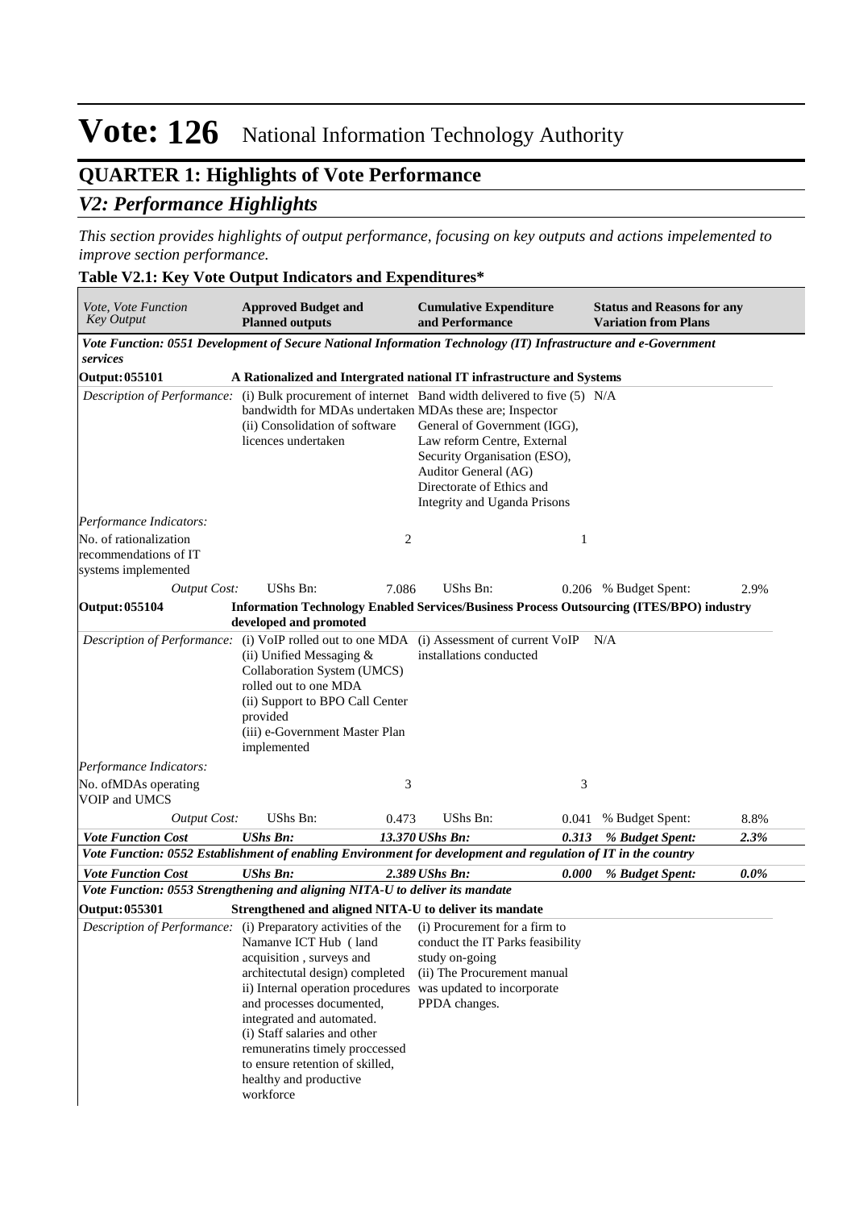# Vote: 126 National Information Technology Authority

## QUARTER 1: Highlights of Vote Performance

### *V2: Performance Highlights*

*This section provides highlights of output performance, focusing on key outputs and actions impelemented to improve section performance.*

**Table V2.1: Key Vote Output Indicators and Expenditures***

| *Vote, Vote Function Key Output* | **Approved Budget and Planned outputs** | | **Cumulative Expenditure and Performance** | | **Status and Reasons for any Variation from Plans** | |
|---|---|---|---|---|---|---|
| ***Vote Function: 0551 Development of Secure National Information Technology (IT) Infrastructure and e-Government services*** | | | | | | |
| **Output: 055101** | **A Rationalized and Intergrated national IT infrastructure and Systems** | | | | | |
| *Description of Performance:* | (i) Bulk procurement of internet bandwidth for MDAs undertaken<br>(ii) Consolidation of software licences undertaken | | Band width delivered to five (5) MDAs these are; Inspector General of Government (IGG), Law reform Centre, External Security Organisation (ESO), Auditor General (AG) Directorate of Ethics and Integrity and Uganda Prisons | | N/A | |
| *Performance Indicators:* | | | | | | |
| No. of rationalization recommendations of IT systems implemented | | 2 | | 1 | | |
| *Output Cost:* | UShs Bn: | 7.086 | UShs Bn: | 0.206 | % Budget Spent: | 2.9% |
| **Output: 055104** | **Information Technology Enabled Services/Business Process Outsourcing (ITES/BPO) industry developed and promoted** | | | | | |
| *Description of Performance:* | (i) VoIP rolled out to one MDA<br>(ii) Unified Messaging & Collaboration System (UMCS) rolled out to one MDA<br>(ii) Support to BPO Call Center provided<br>(iii) e-Government Master Plan implemented | | (i) Assessment of current VoIP installations conducted | | N/A | |
| *Performance Indicators:* | | | | | | |
| No. ofMDAs operating VOIP and UMCS | | 3 | | 3 | | |
| *Output Cost:* | UShs Bn: | 0.473 | UShs Bn: | 0.041 | % Budget Spent: | 8.8% |
| ***Vote Function Cost*** | ***UShs Bn:*** | ***13.370*** | ***UShs Bn:*** | ***0.313*** | ***% Budget Spent:*** | ***2.3%*** |
| ***Vote Function: 0552 Establishment of enabling Environment for development and regulation of IT in the country*** | | | | | | |
| ***Vote Function Cost*** | ***UShs Bn:*** | ***2.389*** | ***UShs Bn:*** | ***0.000*** | ***% Budget Spent:*** | ***0.0%*** |
| ***Vote Function: 0553 Strengthening and aligning NITA-U to deliver its mandate*** | | | | | | |
| **Output: 055301** | **Strengthened and aligned NITA-U to deliver its mandate** | | | | | |
| *Description of Performance:* | (i) Preparatory activities of the Namanve ICT Hub ( land acquisition , surveys and architectutal design) completed<br>ii) Internal operation procedures and processes documented, integrated and automated.<br>(i) Staff salaries and other remuneratins timely proccessed to ensure retention of skilled, healthy and productive workforce | | (i) Procurement for a firm to conduct the IT Parks feasibility study on-going<br>(ii) The Procurement manual was updated to incorporate PPDA changes. | | | |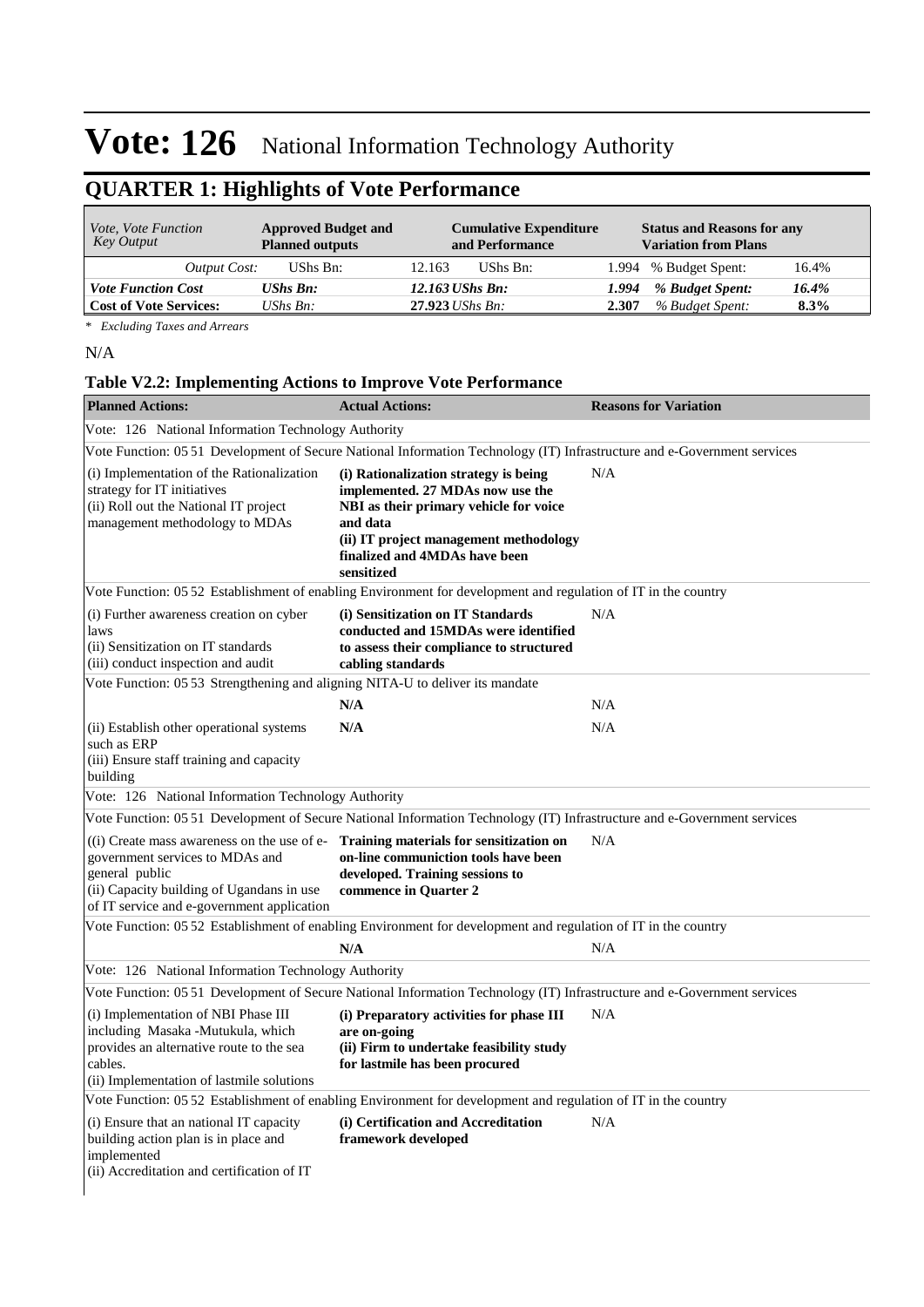# Vote: 126 National Information Technology Authority

## QUARTER 1: Highlights of Vote Performance

| *Vote, Vote Function Key Output* | **Approved Budget and Planned outputs** | | **Cumulative Expenditure and Performance** | | **Status and Reasons for any Variation from Plans** | |
|---|---|---|---|---|---|---|
| *Output Cost:* | UShs Bn: | 12.163 | UShs Bn: | 1.994 | % Budget Spent: | 16.4% |
| ***Vote Function Cost*** | ***UShs Bn:*** | ***12.163*** | ***UShs Bn:*** | ***1.994*** | ***% Budget Spent:*** | ***16.4%*** |
| **Cost of Vote Services:** | *UShs Bn:* | **27.923** | *UShs Bn:* | **2.307** | *% Budget Spent:* | **8.3%** |

*\* Excluding Taxes and Arrears*

N/A

### Table V2.2: Implementing Actions to Improve Vote Performance

| **Planned Actions:** | **Actual Actions:** | **Reasons for Variation** |
|---|---|---|
| Vote: 126 National Information Technology Authority | | |
| Vote Function: 05 51 Development of Secure National Information Technology (IT) Infrastructure and e-Government services | | |
| (i) Implementation of the Rationalization strategy for IT initiatives<br>(ii) Roll out the National IT project management methodology to MDAs | **(i) Rationalization strategy is being implemented. 27 MDAs now use the NBI as their primary vehicle for voice and data**<br>**(ii) IT project management methodology finalized and 4MDAs have been sensitized** | N/A |
| Vote Function: 05 52 Establishment of enabling Environment for development and regulation of IT in the country | | |
| (i) Further awareness creation on cyber laws<br>(ii) Sensitization on IT standards<br>(iii) conduct inspection and audit | **(i) Sensitization on IT Standards conducted and 15MDAs were identified to assess their compliance to structured cabling standards** | N/A |
| Vote Function: 05 53 Strengthening and aligning NITA-U to deliver its mandate | | |
| | **N/A** | N/A |
| (ii) Establish other operational systems such as ERP<br>(iii) Ensure staff training and capacity building | **N/A** | N/A |
| Vote: 126 National Information Technology Authority | | |
| Vote Function: 05 51 Development of Secure National Information Technology (IT) Infrastructure and e-Government services | | |
| ((i) Create mass awareness on the use of e-government services to MDAs and general public<br>(ii) Capacity building of Ugandans in use of IT service and e-government application | **Training materials for sensitization on on-line communiction tools have been developed. Training sessions to commence in Quarter 2** | N/A |
| Vote Function: 05 52 Establishment of enabling Environment for development and regulation of IT in the country | | |
| | **N/A** | N/A |
| Vote: 126 National Information Technology Authority | | |
| Vote Function: 05 51 Development of Secure National Information Technology (IT) Infrastructure and e-Government services | | |
| (i) Implementation of NBI Phase III including Masaka -Mutukula, which provides an alternative route to the sea cables.<br>(ii) Implementation of lastmile solutions | **(i) Preparatory activities for phase III are on-going**<br>**(ii) Firm to undertake feasibility study for lastmile has been procured** | N/A |
| Vote Function: 05 52 Establishment of enabling Environment for development and regulation of IT in the country | | |
| (i) Ensure that an national IT capacity building action plan is in place and implemented<br>(ii) Accreditation and certification of IT | **(i) Certification and Accreditation framework developed** | N/A |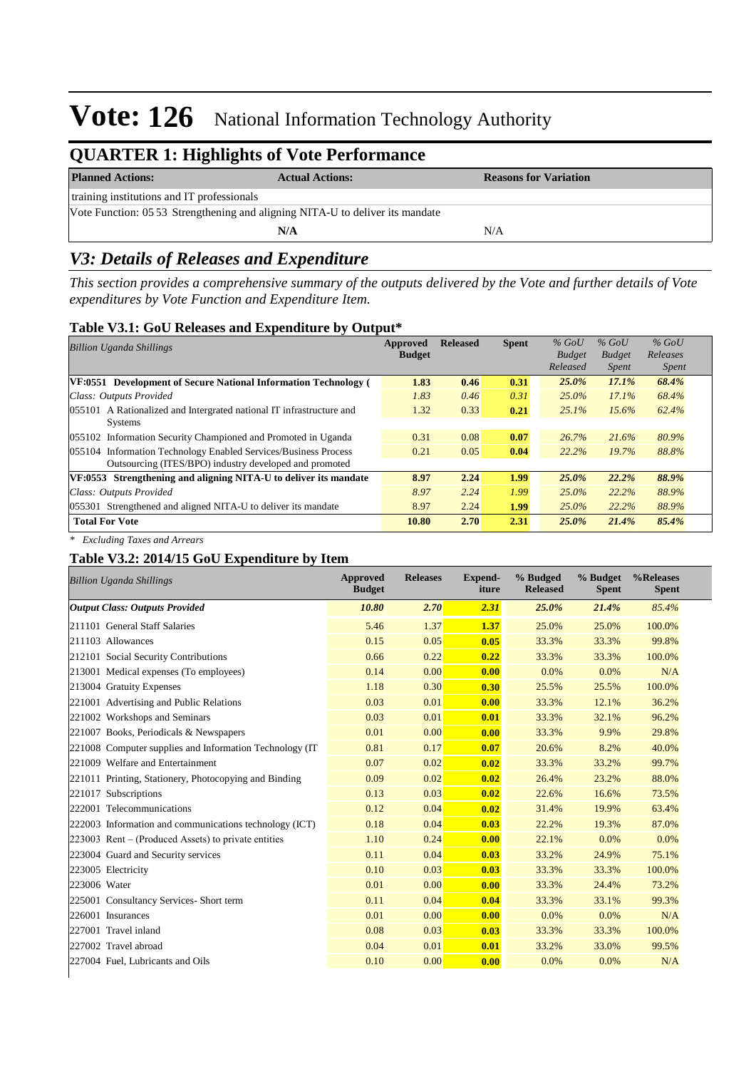# Vote: 126 National Information Technology Authority

## QUARTER 1: Highlights of Vote Performance

| Planned Actions: | Actual Actions: | Reasons for Variation |
|---|---|---|
| training institutions and IT professionals | | |
| Vote Function: 05 53 Strengthening and aligning NITA-U to deliver its mandate | | |
| | N/A | N/A |

## V3: Details of Releases and Expenditure

*This section provides a comprehensive summary of the outputs delivered by the Vote and further details of Vote expenditures by Vote Function and Expenditure Item.*

### Table V3.1: GoU Releases and Expenditure by Output*

| *Billion Uganda Shillings* | Approved Budget | Released | Spent | *% GoU Budget Released* | *% GoU Budget Spent* | *% GoU Releases Spent* |
|---|---|---|---|---|---|---|
| **VF:0551 Development of Secure National Information Technology (** | **1.83** | **0.46** | **0.31** | ***25.0%*** | ***17.1%*** | ***68.4%*** |
| *Class: Outputs Provided* | *1.83* | *0.46* | *0.31* | *25.0%* | *17.1%* | *68.4%* |
| 055101 A Rationalized and Intergrated national IT infrastructure and Systems | 1.32 | 0.33 | **0.21** | *25.1%* | *15.6%* | *62.4%* |
| 055102 Information Security Championed and Promoted in Uganda | 0.31 | 0.08 | **0.07** | *26.7%* | *21.6%* | *80.9%* |
| 055104 Information Technology Enabled Services/Business Process Outsourcing (ITES/BPO) industry developed and promoted | 0.21 | 0.05 | **0.04** | *22.2%* | *19.7%* | *88.8%* |
| **VF:0553 Strengthening and aligning NITA-U to deliver its mandate** | **8.97** | **2.24** | **1.99** | ***25.0%*** | ***22.2%*** | ***88.9%*** |
| *Class: Outputs Provided* | *8.97* | *2.24* | *1.99* | *25.0%* | *22.2%* | *88.9%* |
| 055301 Strengthened and aligned NITA-U to deliver its mandate | 8.97 | 2.24 | **1.99** | *25.0%* | *22.2%* | *88.9%* |
| **Total For Vote** | **10.80** | **2.70** | **2.31** | ***25.0%*** | ***21.4%*** | ***85.4%*** |

*\* Excluding Taxes and Arrears*

### Table V3.2: 2014/15 GoU Expenditure by Item

| *Billion Uganda Shillings* | Approved Budget | Releases | Expend-iture | % Budgeted Released | % Budget Spent | %Releases Spent |
|---|---|---|---|---|---|---|
| ***Output Class: Outputs Provided*** | ***10.80*** | ***2.70*** | ***2.31*** | ***25.0%*** | ***21.4%*** | *85.4%* |
| 211101 General Staff Salaries | 5.46 | 1.37 | **1.37** | 25.0% | 25.0% | 100.0% |
| 211103 Allowances | 0.15 | 0.05 | **0.05** | 33.3% | 33.3% | 99.8% |
| 212101 Social Security Contributions | 0.66 | 0.22 | **0.22** | 33.3% | 33.3% | 100.0% |
| 213001 Medical expenses (To employees) | 0.14 | 0.00 | **0.00** | 0.0% | 0.0% | N/A |
| 213004 Gratuity Expenses | 1.18 | 0.30 | **0.30** | 25.5% | 25.5% | 100.0% |
| 221001 Advertising and Public Relations | 0.03 | 0.01 | **0.00** | 33.3% | 12.1% | 36.2% |
| 221002 Workshops and Seminars | 0.03 | 0.01 | **0.01** | 33.3% | 32.1% | 96.2% |
| 221007 Books, Periodicals & Newspapers | 0.01 | 0.00 | **0.00** | 33.3% | 9.9% | 29.8% |
| 221008 Computer supplies and Information Technology (IT | 0.81 | 0.17 | **0.07** | 20.6% | 8.2% | 40.0% |
| 221009 Welfare and Entertainment | 0.07 | 0.02 | **0.02** | 33.3% | 33.2% | 99.7% |
| 221011 Printing, Stationery, Photocopying and Binding | 0.09 | 0.02 | **0.02** | 26.4% | 23.2% | 88.0% |
| 221017 Subscriptions | 0.13 | 0.03 | **0.02** | 22.6% | 16.6% | 73.5% |
| 222001 Telecommunications | 0.12 | 0.04 | **0.02** | 31.4% | 19.9% | 63.4% |
| 222003 Information and communications technology (ICT) | 0.18 | 0.04 | **0.03** | 22.2% | 19.3% | 87.0% |
| 223003 Rent – (Produced Assets) to private entities | 1.10 | 0.24 | **0.00** | 22.1% | 0.0% | 0.0% |
| 223004 Guard and Security services | 0.11 | 0.04 | **0.03** | 33.2% | 24.9% | 75.1% |
| 223005 Electricity | 0.10 | 0.03 | **0.03** | 33.3% | 33.3% | 100.0% |
| 223006 Water | 0.01 | 0.00 | **0.00** | 33.3% | 24.4% | 73.2% |
| 225001 Consultancy Services- Short term | 0.11 | 0.04 | **0.04** | 33.3% | 33.1% | 99.3% |
| 226001 Insurances | 0.01 | 0.00 | **0.00** | 0.0% | 0.0% | N/A |
| 227001 Travel inland | 0.08 | 0.03 | **0.03** | 33.3% | 33.3% | 100.0% |
| 227002 Travel abroad | 0.04 | 0.01 | **0.01** | 33.2% | 33.0% | 99.5% |
| 227004 Fuel, Lubricants and Oils | 0.10 | 0.00 | **0.00** | 0.0% | 0.0% | N/A |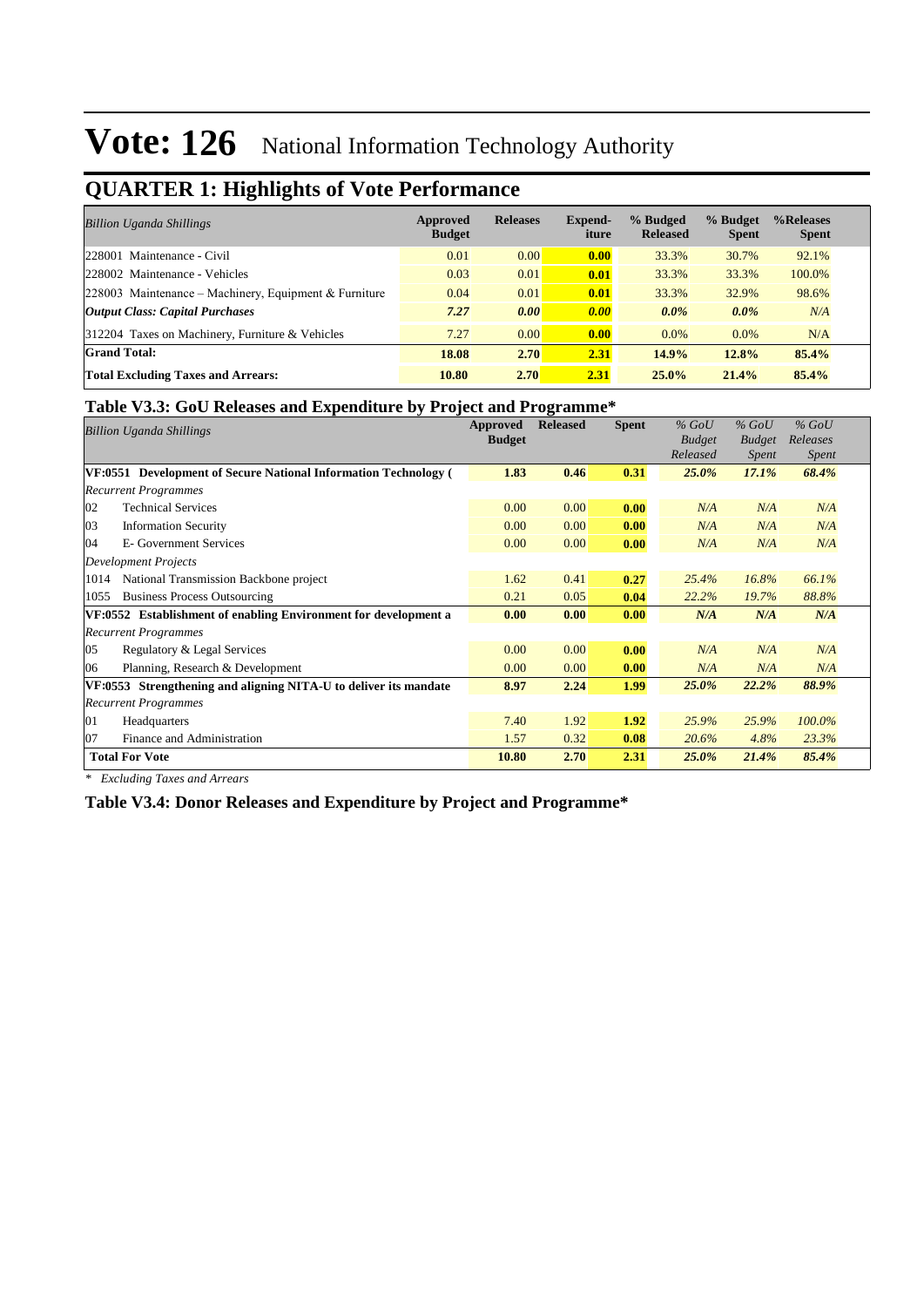# Vote: 126 National Information Technology Authority

## QUARTER 1: Highlights of Vote Performance

| *Billion Uganda Shillings* | Approved Budget | Releases | Expend- iture | % Budged Released | % Budget Spent | %Releases Spent |
|---|---|---|---|---|---|---|
| 228001 Maintenance - Civil | 0.01 | 0.00 | 0.00 | 33.3% | 30.7% | 92.1% |
| 228002 Maintenance - Vehicles | 0.03 | 0.01 | 0.01 | 33.3% | 33.3% | 100.0% |
| 228003 Maintenance – Machinery, Equipment & Furniture | 0.04 | 0.01 | 0.01 | 33.3% | 32.9% | 98.6% |
| ***Output Class: Capital Purchases*** | ***7.27*** | ***0.00*** | ***0.00*** | ***0.0%*** | ***0.0%*** | *N/A* |
| 312204 Taxes on Machinery, Furniture & Vehicles | 7.27 | 0.00 | 0.00 | 0.0% | 0.0% | N/A |
| **Grand Total:** | **18.08** | **2.70** | **2.31** | **14.9%** | **12.8%** | **85.4%** |
| **Total Excluding Taxes and Arrears:** | **10.80** | **2.70** | **2.31** | **25.0%** | **21.4%** | **85.4%** |

### Table V3.3: GoU Releases and Expenditure by Project and Programme*

| *Billion Uganda Shillings* | Approved Budget | Released | Spent | *% GoU Budget Released* | *% GoU Budget Spent* | *% GoU Releases Spent* |
|---|---|---|---|---|---|---|
| **VF:0551 Development of Secure National Information Technology (** | **1.83** | **0.46** | **0.31** | ***25.0%*** | ***17.1%*** | ***68.4%*** |
| *Recurrent Programmes* | | | | | | |
| 02 Technical Services | 0.00 | 0.00 | 0.00 | *N/A* | *N/A* | *N/A* |
| 03 Information Security | 0.00 | 0.00 | 0.00 | *N/A* | *N/A* | *N/A* |
| 04 E- Government Services | 0.00 | 0.00 | 0.00 | *N/A* | *N/A* | *N/A* |
| *Development Projects* | | | | | | |
| 1014 National Transmission Backbone project | 1.62 | 0.41 | 0.27 | *25.4%* | *16.8%* | *66.1%* |
| 1055 Business Process Outsourcing | 0.21 | 0.05 | 0.04 | *22.2%* | *19.7%* | *88.8%* |
| **VF:0552 Establishment of enabling Environment for development a** | **0.00** | **0.00** | **0.00** | ***N/A*** | ***N/A*** | ***N/A*** |
| *Recurrent Programmes* | | | | | | |
| 05 Regulatory & Legal Services | 0.00 | 0.00 | 0.00 | *N/A* | *N/A* | *N/A* |
| 06 Planning, Research & Development | 0.00 | 0.00 | 0.00 | *N/A* | *N/A* | *N/A* |
| **VF:0553 Strengthening and aligning NITA-U to deliver its mandate** | **8.97** | **2.24** | **1.99** | ***25.0%*** | ***22.2%*** | ***88.9%*** |
| *Recurrent Programmes* | | | | | | |
| 01 Headquarters | 7.40 | 1.92 | 1.92 | *25.9%* | *25.9%* | *100.0%* |
| 07 Finance and Administration | 1.57 | 0.32 | 0.08 | *20.6%* | *4.8%* | *23.3%* |
| **Total For Vote** | **10.80** | **2.70** | **2.31** | ***25.0%*** | ***21.4%*** | ***85.4%*** |

*\* Excluding Taxes and Arrears*

### Table V3.4: Donor Releases and Expenditure by Project and Programme*